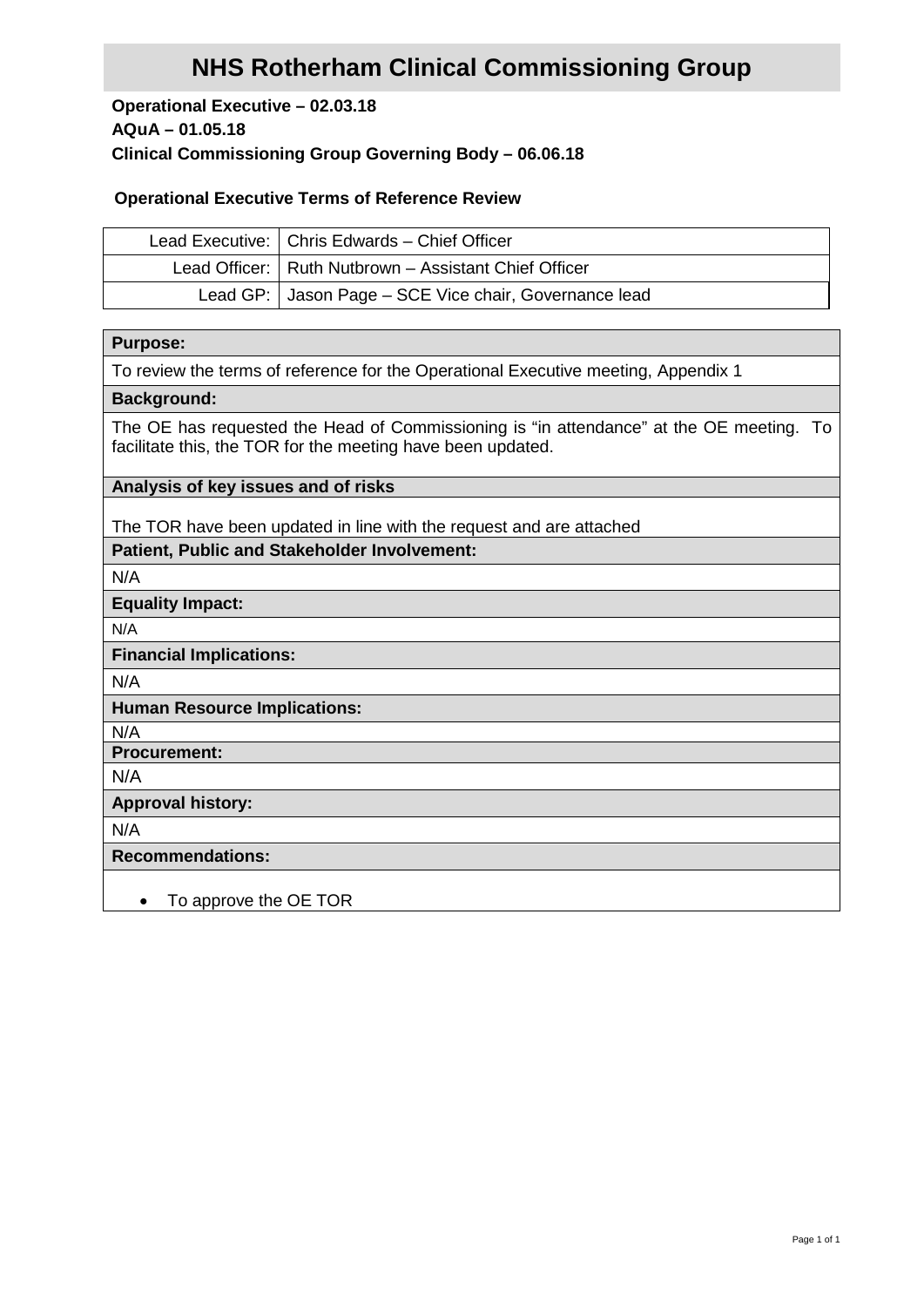# NHS Rotherham Clinical Commissioning Group

**Operational Executive – 02.03.18**
**AQuA – 01.05.18**
**Clinical Commissioning Group Governing Body – 06.06.18**

**Operational Executive Terms of Reference Review**

| | |
|---|---|
| Lead Executive: | Chris Edwards – Chief Officer |
| Lead Officer: | Ruth Nutbrown – Assistant Chief Officer |
| Lead GP: | Jason Page – SCE Vice chair, Governance lead |

**Purpose:**

To review the terms of reference for the Operational Executive meeting, Appendix 1

**Background:**

The OE has requested the Head of Commissioning is "in attendance" at the OE meeting. To facilitate this, the TOR for the meeting have been updated.

**Analysis of key issues and of risks**

The TOR have been updated in line with the request and are attached

**Patient, Public and Stakeholder Involvement:**

N/A

**Equality Impact:**

N/A

**Financial Implications:**

N/A

**Human Resource Implications:**

N/A

**Procurement:**

N/A

**Approval history:**

N/A

**Recommendations:**

- To approve the OE TOR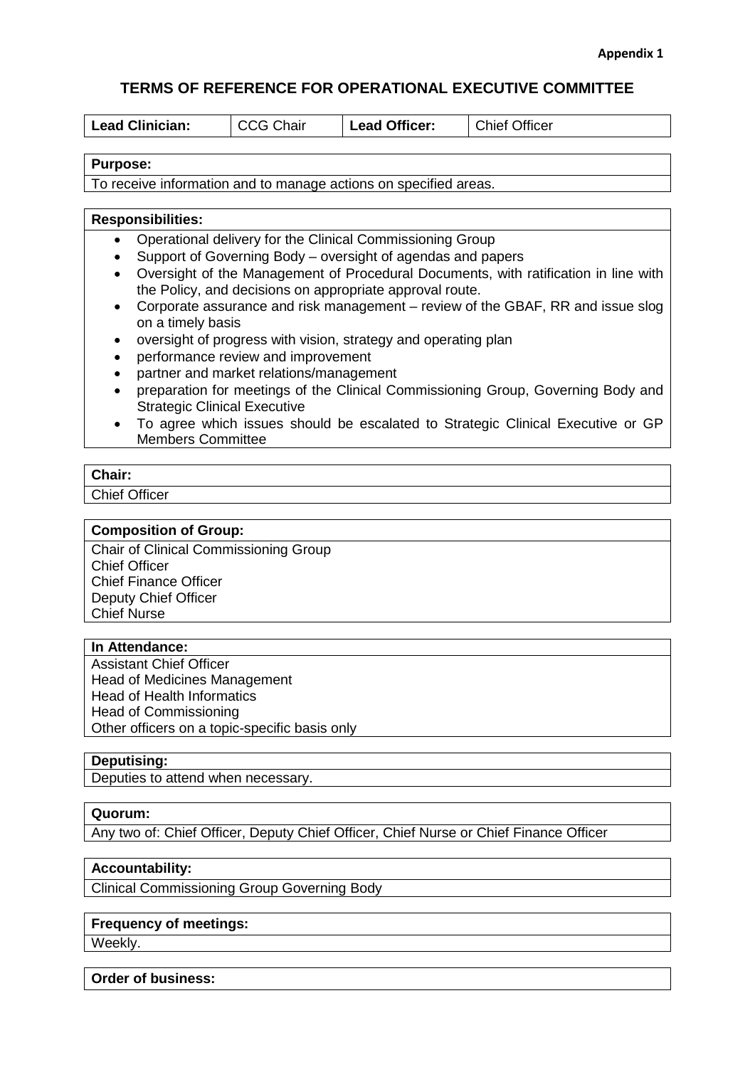**Appendix 1**

# TERMS OF REFERENCE FOR OPERATIONAL EXECUTIVE COMMITTEE

| **Lead Clinician:** | CCG Chair | **Lead Officer:** | Chief Officer |
|---|---|---|---|

**Purpose:**

To receive information and to manage actions on specified areas.

**Responsibilities:**

- Operational delivery for the Clinical Commissioning Group
- Support of Governing Body – oversight of agendas and papers
- Oversight of the Management of Procedural Documents, with ratification in line with the Policy, and decisions on appropriate approval route.
- Corporate assurance and risk management – review of the GBAF, RR and issue slog on a timely basis
- oversight of progress with vision, strategy and operating plan
- performance review and improvement
- partner and market relations/management
- preparation for meetings of the Clinical Commissioning Group, Governing Body and Strategic Clinical Executive
- To agree which issues should be escalated to Strategic Clinical Executive or GP Members Committee

**Chair:**

Chief Officer

**Composition of Group:**

Chair of Clinical Commissioning Group
Chief Officer
Chief Finance Officer
Deputy Chief Officer
Chief Nurse

**In Attendance:**

Assistant Chief Officer
Head of Medicines Management
Head of Health Informatics
Head of Commissioning
Other officers on a topic-specific basis only

**Deputising:**

Deputies to attend when necessary.

**Quorum:**

Any two of: Chief Officer, Deputy Chief Officer, Chief Nurse or Chief Finance Officer

**Accountability:**

Clinical Commissioning Group Governing Body

**Frequency of meetings:**

Weekly.

**Order of business:**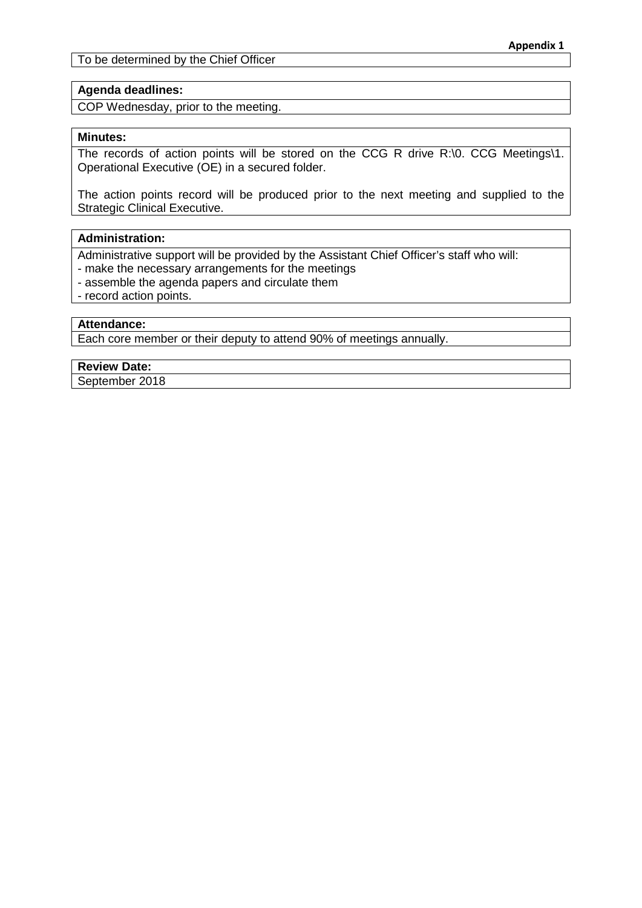**Appendix 1**

To be determined by the Chief Officer

**Agenda deadlines:**

COP Wednesday, prior to the meeting.

**Minutes:**

The records of action points will be stored on the CCG R drive R:\0. CCG Meetings\1. Operational Executive (OE) in a secured folder.

The action points record will be produced prior to the next meeting and supplied to the Strategic Clinical Executive.

**Administration:**

Administrative support will be provided by the Assistant Chief Officer's staff who will:
- make the necessary arrangements for the meetings
- assemble the agenda papers and circulate them
- record action points.

**Attendance:**

Each core member or their deputy to attend 90% of meetings annually.

**Review Date:**

September 2018